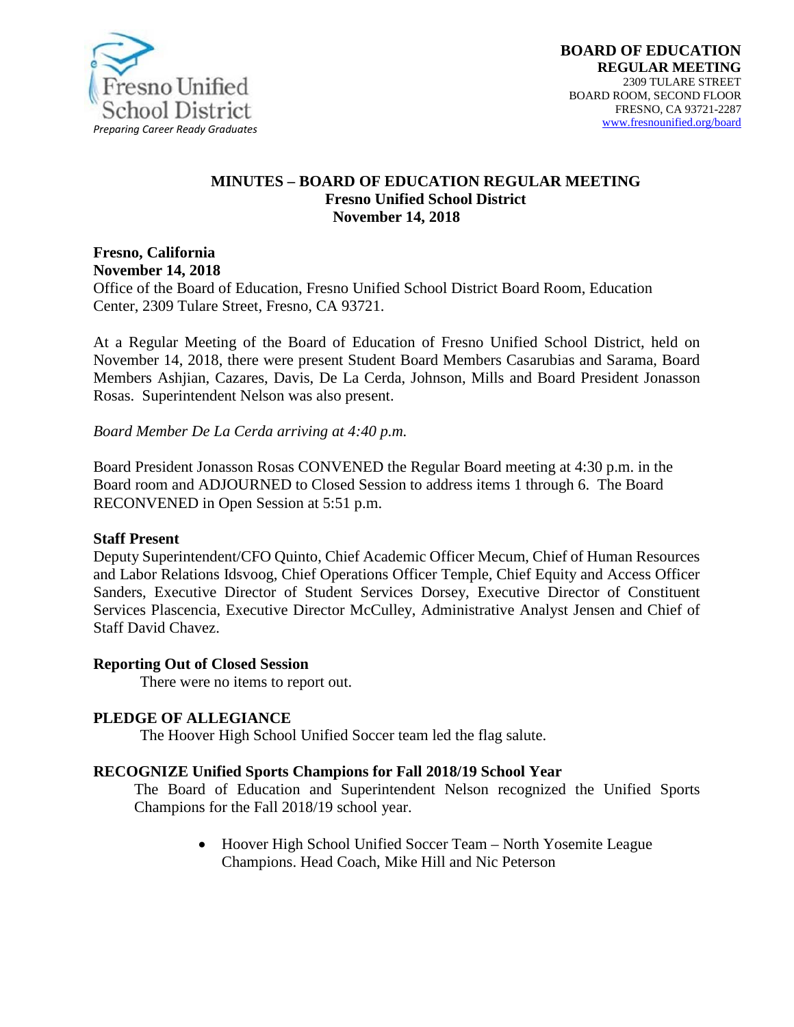Fresno Unified School District
*Preparing Career Ready Graduates*

**BOARD OF EDUCATION**
**REGULAR MEETING**
2309 TULARE STREET
BOARD ROOM, SECOND FLOOR
FRESNO, CA 93721-2287
www.fresnounified.org/board

# MINUTES – BOARD OF EDUCATION REGULAR MEETING
## Fresno Unified School District
## November 14, 2018

**Fresno, California**
**November 14, 2018**
Office of the Board of Education, Fresno Unified School District Board Room, Education Center, 2309 Tulare Street, Fresno, CA 93721.

At a Regular Meeting of the Board of Education of Fresno Unified School District, held on November 14, 2018, there were present Student Board Members Casarubias and Sarama, Board Members Ashjian, Cazares, Davis, De La Cerda, Johnson, Mills and Board President Jonasson Rosas. Superintendent Nelson was also present.

*Board Member De La Cerda arriving at 4:40 p.m.*

Board President Jonasson Rosas CONVENED the Regular Board meeting at 4:30 p.m. in the Board room and ADJOURNED to Closed Session to address items 1 through 6. The Board RECONVENED in Open Session at 5:51 p.m.

**Staff Present**
Deputy Superintendent/CFO Quinto, Chief Academic Officer Mecum, Chief of Human Resources and Labor Relations Idsvoog, Chief Operations Officer Temple, Chief Equity and Access Officer Sanders, Executive Director of Student Services Dorsey, Executive Director of Constituent Services Plascencia, Executive Director McCulley, Administrative Analyst Jensen and Chief of Staff David Chavez.

**Reporting Out of Closed Session**
There were no items to report out.

**PLEDGE OF ALLEGIANCE**
The Hoover High School Unified Soccer team led the flag salute.

**RECOGNIZE Unified Sports Champions for Fall 2018/19 School Year**
The Board of Education and Superintendent Nelson recognized the Unified Sports Champions for the Fall 2018/19 school year.

- Hoover High School Unified Soccer Team – North Yosemite League Champions. Head Coach, Mike Hill and Nic Peterson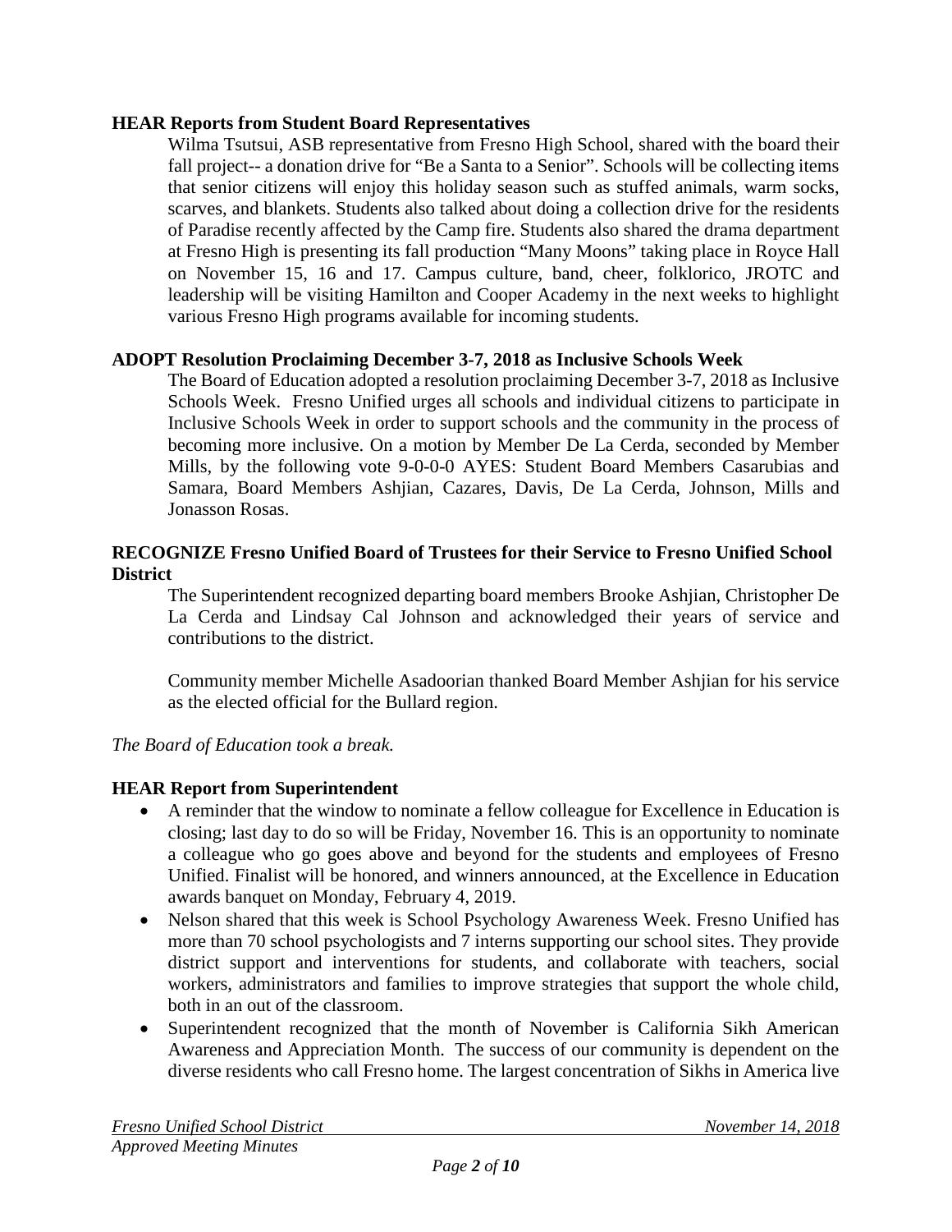**HEAR Reports from Student Board Representatives**

Wilma Tsutsui, ASB representative from Fresno High School, shared with the board their fall project-- a donation drive for "Be a Santa to a Senior". Schools will be collecting items that senior citizens will enjoy this holiday season such as stuffed animals, warm socks, scarves, and blankets. Students also talked about doing a collection drive for the residents of Paradise recently affected by the Camp fire. Students also shared the drama department at Fresno High is presenting its fall production "Many Moons" taking place in Royce Hall on November 15, 16 and 17. Campus culture, band, cheer, folklorico, JROTC and leadership will be visiting Hamilton and Cooper Academy in the next weeks to highlight various Fresno High programs available for incoming students.

**ADOPT Resolution Proclaiming December 3-7, 2018 as Inclusive Schools Week**

The Board of Education adopted a resolution proclaiming December 3-7, 2018 as Inclusive Schools Week. Fresno Unified urges all schools and individual citizens to participate in Inclusive Schools Week in order to support schools and the community in the process of becoming more inclusive. On a motion by Member De La Cerda, seconded by Member Mills, by the following vote 9-0-0-0 AYES: Student Board Members Casarubias and Samara, Board Members Ashjian, Cazares, Davis, De La Cerda, Johnson, Mills and Jonasson Rosas.

**RECOGNIZE Fresno Unified Board of Trustees for their Service to Fresno Unified School District**

The Superintendent recognized departing board members Brooke Ashjian, Christopher De La Cerda and Lindsay Cal Johnson and acknowledged their years of service and contributions to the district.

Community member Michelle Asadoorian thanked Board Member Ashjian for his service as the elected official for the Bullard region.

*The Board of Education took a break.*

**HEAR Report from Superintendent**

- A reminder that the window to nominate a fellow colleague for Excellence in Education is closing; last day to do so will be Friday, November 16. This is an opportunity to nominate a colleague who go goes above and beyond for the students and employees of Fresno Unified. Finalist will be honored, and winners announced, at the Excellence in Education awards banquet on Monday, February 4, 2019.
- Nelson shared that this week is School Psychology Awareness Week. Fresno Unified has more than 70 school psychologists and 7 interns supporting our school sites. They provide district support and interventions for students, and collaborate with teachers, social workers, administrators and families to improve strategies that support the whole child, both in an out of the classroom.
- Superintendent recognized that the month of November is California Sikh American Awareness and Appreciation Month. The success of our community is dependent on the diverse residents who call Fresno home. The largest concentration of Sikhs in America live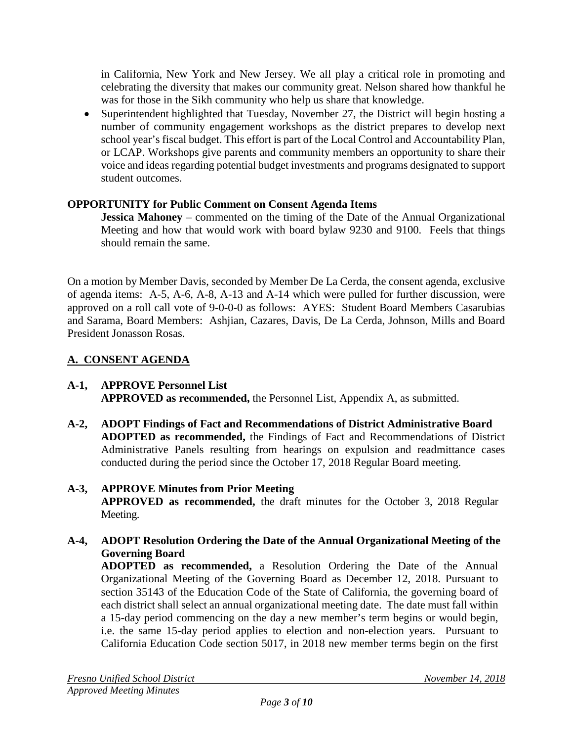in California, New York and New Jersey. We all play a critical role in promoting and celebrating the diversity that makes our community great. Nelson shared how thankful he was for those in the Sikh community who help us share that knowledge.

- Superintendent highlighted that Tuesday, November 27, the District will begin hosting a number of community engagement workshops as the district prepares to develop next school year's fiscal budget. This effort is part of the Local Control and Accountability Plan, or LCAP. Workshops give parents and community members an opportunity to share their voice and ideas regarding potential budget investments and programs designated to support student outcomes.

**OPPORTUNITY for Public Comment on Consent Agenda Items**

**Jessica Mahoney** – commented on the timing of the Date of the Annual Organizational Meeting and how that would work with board bylaw 9230 and 9100. Feels that things should remain the same.

On a motion by Member Davis, seconded by Member De La Cerda, the consent agenda, exclusive of agenda items: A-5, A-6, A-8, A-13 and A-14 which were pulled for further discussion, were approved on a roll call vote of 9-0-0-0 as follows: AYES: Student Board Members Casarubias and Sarama, Board Members: Ashjian, Cazares, Davis, De La Cerda, Johnson, Mills and Board President Jonasson Rosas.

## A. CONSENT AGENDA

**A-1, APPROVE Personnel List**
**APPROVED as recommended,** the Personnel List, Appendix A, as submitted.

**A-2, ADOPT Findings of Fact and Recommendations of District Administrative Board**
**ADOPTED as recommended,** the Findings of Fact and Recommendations of District Administrative Panels resulting from hearings on expulsion and readmittance cases conducted during the period since the October 17, 2018 Regular Board meeting.

**A-3, APPROVE Minutes from Prior Meeting**
**APPROVED as recommended,** the draft minutes for the October 3, 2018 Regular Meeting.

**A-4, ADOPT Resolution Ordering the Date of the Annual Organizational Meeting of the Governing Board**
**ADOPTED as recommended,** a Resolution Ordering the Date of the Annual Organizational Meeting of the Governing Board as December 12, 2018. Pursuant to section 35143 of the Education Code of the State of California, the governing board of each district shall select an annual organizational meeting date. The date must fall within a 15-day period commencing on the day a new member's term begins or would begin, i.e. the same 15-day period applies to election and non-election years. Pursuant to California Education Code section 5017, in 2018 new member terms begin on the first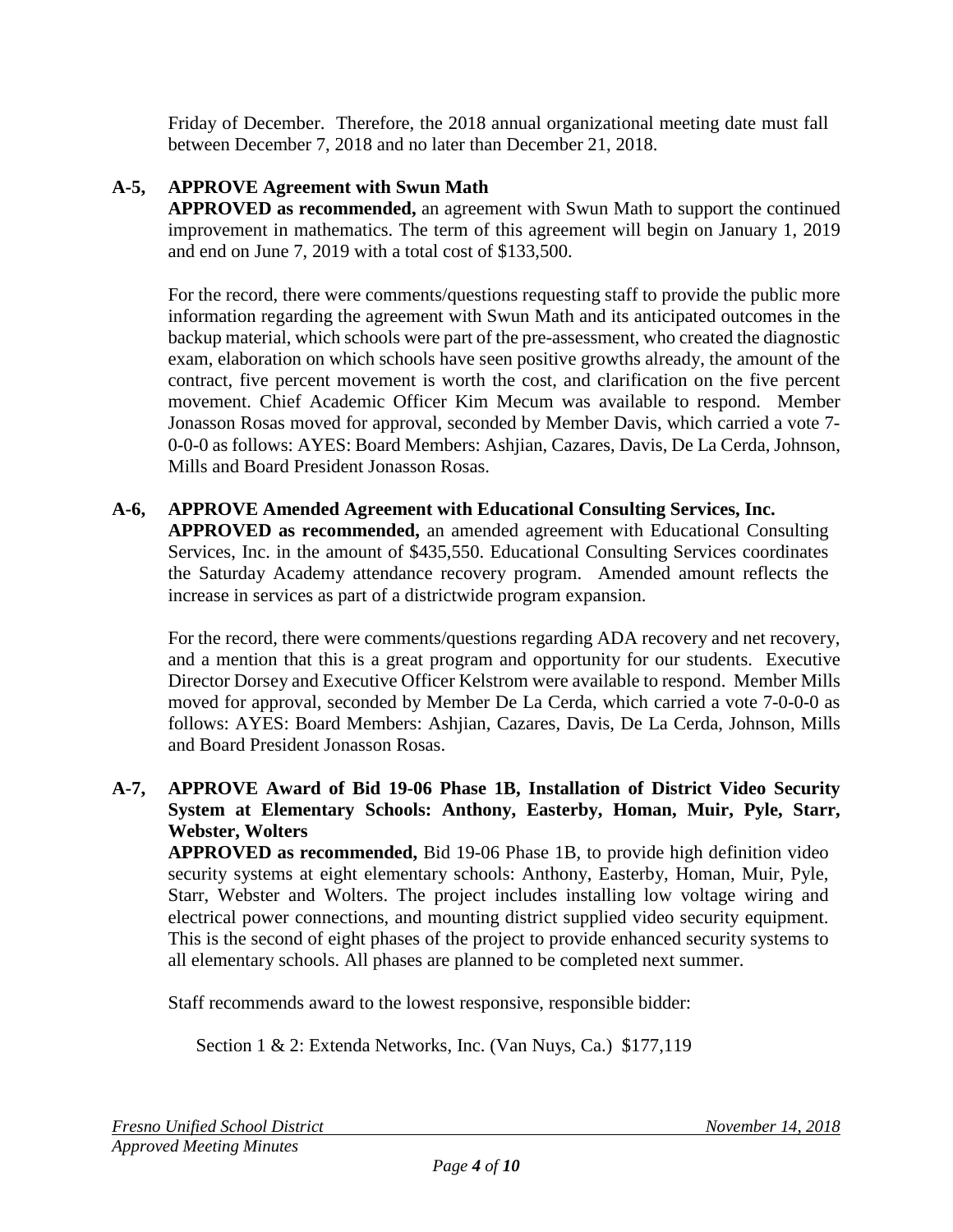Friday of December. Therefore, the 2018 annual organizational meeting date must fall between December 7, 2018 and no later than December 21, 2018.

**A-5, APPROVE Agreement with Swun Math**

**APPROVED as recommended,** an agreement with Swun Math to support the continued improvement in mathematics. The term of this agreement will begin on January 1, 2019 and end on June 7, 2019 with a total cost of $133,500.

For the record, there were comments/questions requesting staff to provide the public more information regarding the agreement with Swun Math and its anticipated outcomes in the backup material, which schools were part of the pre-assessment, who created the diagnostic exam, elaboration on which schools have seen positive growths already, the amount of the contract, five percent movement is worth the cost, and clarification on the five percent movement. Chief Academic Officer Kim Mecum was available to respond. Member Jonasson Rosas moved for approval, seconded by Member Davis, which carried a vote 7-0-0-0 as follows: AYES: Board Members: Ashjian, Cazares, Davis, De La Cerda, Johnson, Mills and Board President Jonasson Rosas.

**A-6, APPROVE Amended Agreement with Educational Consulting Services, Inc.**

**APPROVED as recommended,** an amended agreement with Educational Consulting Services, Inc. in the amount of $435,550. Educational Consulting Services coordinates the Saturday Academy attendance recovery program. Amended amount reflects the increase in services as part of a districtwide program expansion.

For the record, there were comments/questions regarding ADA recovery and net recovery, and a mention that this is a great program and opportunity for our students. Executive Director Dorsey and Executive Officer Kelstrom were available to respond. Member Mills moved for approval, seconded by Member De La Cerda, which carried a vote 7-0-0-0 as follows: AYES: Board Members: Ashjian, Cazares, Davis, De La Cerda, Johnson, Mills and Board President Jonasson Rosas.

**A-7, APPROVE Award of Bid 19-06 Phase 1B, Installation of District Video Security System at Elementary Schools: Anthony, Easterby, Homan, Muir, Pyle, Starr, Webster, Wolters**

**APPROVED as recommended,** Bid 19-06 Phase 1B, to provide high definition video security systems at eight elementary schools: Anthony, Easterby, Homan, Muir, Pyle, Starr, Webster and Wolters. The project includes installing low voltage wiring and electrical power connections, and mounting district supplied video security equipment. This is the second of eight phases of the project to provide enhanced security systems to all elementary schools. All phases are planned to be completed next summer.

Staff recommends award to the lowest responsive, responsible bidder:

Section 1 & 2: Extenda Networks, Inc. (Van Nuys, Ca.) $177,119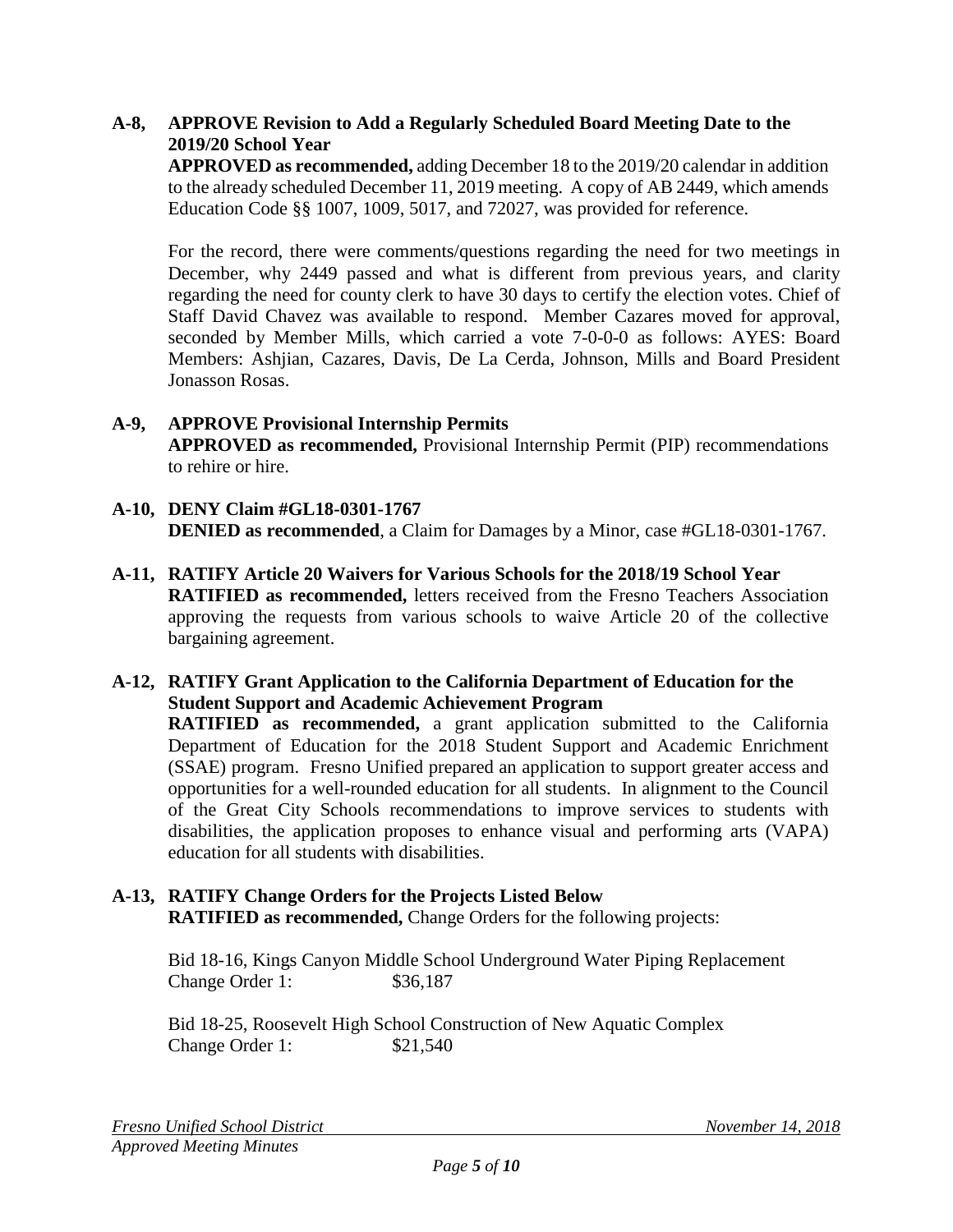**A-8, APPROVE Revision to Add a Regularly Scheduled Board Meeting Date to the 2019/20 School Year**

**APPROVED as recommended,** adding December 18 to the 2019/20 calendar in addition to the already scheduled December 11, 2019 meeting. A copy of AB 2449, which amends Education Code §§ 1007, 1009, 5017, and 72027, was provided for reference.

For the record, there were comments/questions regarding the need for two meetings in December, why 2449 passed and what is different from previous years, and clarity regarding the need for county clerk to have 30 days to certify the election votes. Chief of Staff David Chavez was available to respond. Member Cazares moved for approval, seconded by Member Mills, which carried a vote 7-0-0-0 as follows: AYES: Board Members: Ashjian, Cazares, Davis, De La Cerda, Johnson, Mills and Board President Jonasson Rosas.

**A-9, APPROVE Provisional Internship Permits**

**APPROVED as recommended,** Provisional Internship Permit (PIP) recommendations to rehire or hire.

**A-10, DENY Claim #GL18-0301-1767**

**DENIED as recommended**, a Claim for Damages by a Minor, case #GL18-0301-1767.

**A-11, RATIFY Article 20 Waivers for Various Schools for the 2018/19 School Year**

**RATIFIED as recommended,** letters received from the Fresno Teachers Association approving the requests from various schools to waive Article 20 of the collective bargaining agreement.

**A-12, RATIFY Grant Application to the California Department of Education for the Student Support and Academic Achievement Program**

**RATIFIED as recommended,** a grant application submitted to the California Department of Education for the 2018 Student Support and Academic Enrichment (SSAE) program. Fresno Unified prepared an application to support greater access and opportunities for a well-rounded education for all students. In alignment to the Council of the Great City Schools recommendations to improve services to students with disabilities, the application proposes to enhance visual and performing arts (VAPA) education for all students with disabilities.

**A-13, RATIFY Change Orders for the Projects Listed Below**

**RATIFIED as recommended,** Change Orders for the following projects:

Bid 18-16, Kings Canyon Middle School Underground Water Piping Replacement
Change Order 1: $36,187

Bid 18-25, Roosevelt High School Construction of New Aquatic Complex
Change Order 1: $21,540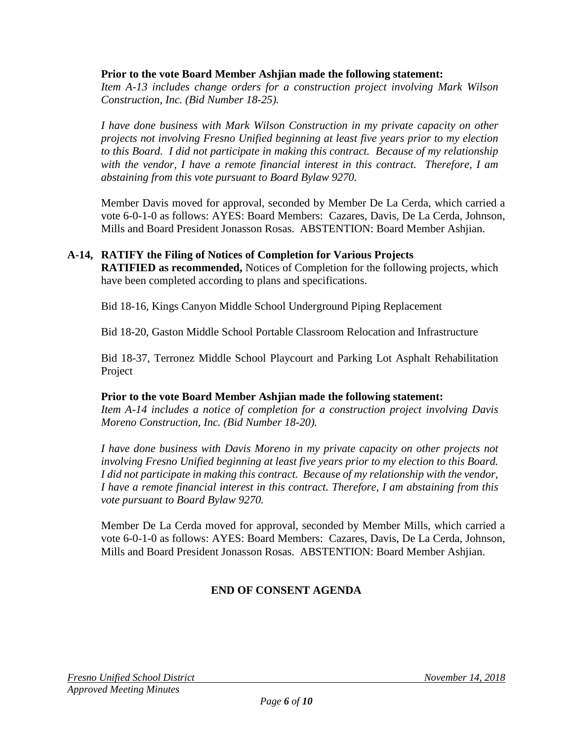**Prior to the vote Board Member Ashjian made the following statement:**
*Item A-13 includes change orders for a construction project involving Mark Wilson Construction, Inc. (Bid Number 18-25).*

*I have done business with Mark Wilson Construction in my private capacity on other projects not involving Fresno Unified beginning at least five years prior to my election to this Board. I did not participate in making this contract. Because of my relationship with the vendor, I have a remote financial interest in this contract. Therefore, I am abstaining from this vote pursuant to Board Bylaw 9270.*

Member Davis moved for approval, seconded by Member De La Cerda, which carried a vote 6-0-1-0 as follows: AYES: Board Members: Cazares, Davis, De La Cerda, Johnson, Mills and Board President Jonasson Rosas. ABSTENTION: Board Member Ashjian.

**A-14, RATIFY the Filing of Notices of Completion for Various Projects**
**RATIFIED as recommended,** Notices of Completion for the following projects, which have been completed according to plans and specifications.

Bid 18-16, Kings Canyon Middle School Underground Piping Replacement

Bid 18-20, Gaston Middle School Portable Classroom Relocation and Infrastructure

Bid 18-37, Terronez Middle School Playcourt and Parking Lot Asphalt Rehabilitation Project

**Prior to the vote Board Member Ashjian made the following statement:**
*Item A-14 includes a notice of completion for a construction project involving Davis Moreno Construction, Inc. (Bid Number 18-20).*

*I have done business with Davis Moreno in my private capacity on other projects not involving Fresno Unified beginning at least five years prior to my election to this Board. I did not participate in making this contract. Because of my relationship with the vendor, I have a remote financial interest in this contract. Therefore, I am abstaining from this vote pursuant to Board Bylaw 9270.*

Member De La Cerda moved for approval, seconded by Member Mills, which carried a vote 6-0-1-0 as follows: AYES: Board Members: Cazares, Davis, De La Cerda, Johnson, Mills and Board President Jonasson Rosas. ABSTENTION: Board Member Ashjian.

**END OF CONSENT AGENDA**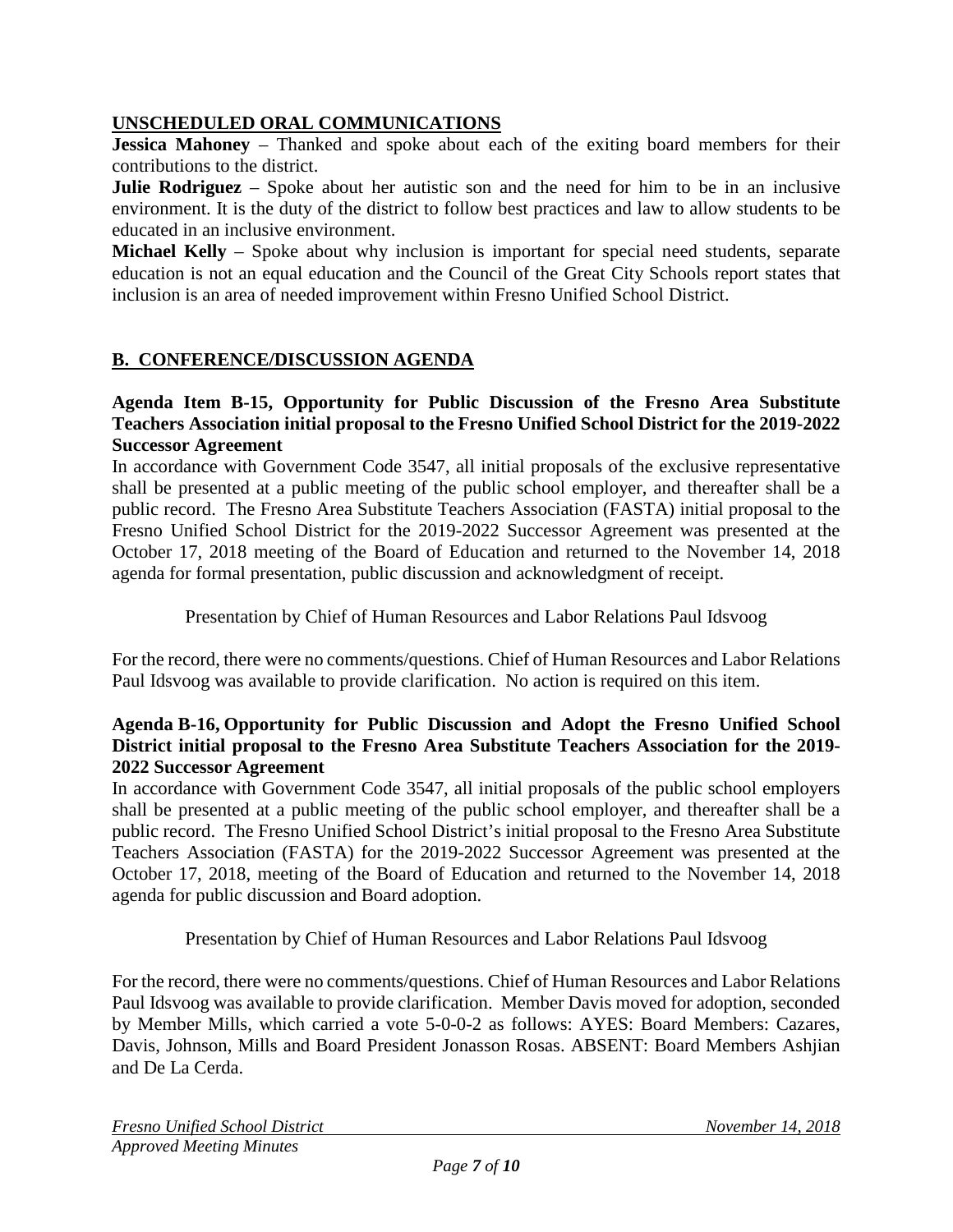## UNSCHEDULED ORAL COMMUNICATIONS

**Jessica Mahoney** – Thanked and spoke about each of the exiting board members for their contributions to the district.

**Julie Rodriguez** – Spoke about her autistic son and the need for him to be in an inclusive environment. It is the duty of the district to follow best practices and law to allow students to be educated in an inclusive environment.

**Michael Kelly** – Spoke about why inclusion is important for special need students, separate education is not an equal education and the Council of the Great City Schools report states that inclusion is an area of needed improvement within Fresno Unified School District.

## B. CONFERENCE/DISCUSSION AGENDA

**Agenda Item B-15, Opportunity for Public Discussion of the Fresno Area Substitute Teachers Association initial proposal to the Fresno Unified School District for the 2019-2022 Successor Agreement**

In accordance with Government Code 3547, all initial proposals of the exclusive representative shall be presented at a public meeting of the public school employer, and thereafter shall be a public record. The Fresno Area Substitute Teachers Association (FASTA) initial proposal to the Fresno Unified School District for the 2019-2022 Successor Agreement was presented at the October 17, 2018 meeting of the Board of Education and returned to the November 14, 2018 agenda for formal presentation, public discussion and acknowledgment of receipt.

Presentation by Chief of Human Resources and Labor Relations Paul Idsvoog

For the record, there were no comments/questions. Chief of Human Resources and Labor Relations Paul Idsvoog was available to provide clarification. No action is required on this item.

**Agenda B-16, Opportunity for Public Discussion and Adopt the Fresno Unified School District initial proposal to the Fresno Area Substitute Teachers Association for the 2019-2022 Successor Agreement**

In accordance with Government Code 3547, all initial proposals of the public school employers shall be presented at a public meeting of the public school employer, and thereafter shall be a public record. The Fresno Unified School District's initial proposal to the Fresno Area Substitute Teachers Association (FASTA) for the 2019-2022 Successor Agreement was presented at the October 17, 2018, meeting of the Board of Education and returned to the November 14, 2018 agenda for public discussion and Board adoption.

Presentation by Chief of Human Resources and Labor Relations Paul Idsvoog

For the record, there were no comments/questions. Chief of Human Resources and Labor Relations Paul Idsvoog was available to provide clarification. Member Davis moved for adoption, seconded by Member Mills, which carried a vote 5-0-0-2 as follows: AYES: Board Members: Cazares, Davis, Johnson, Mills and Board President Jonasson Rosas. ABSENT: Board Members Ashjian and De La Cerda.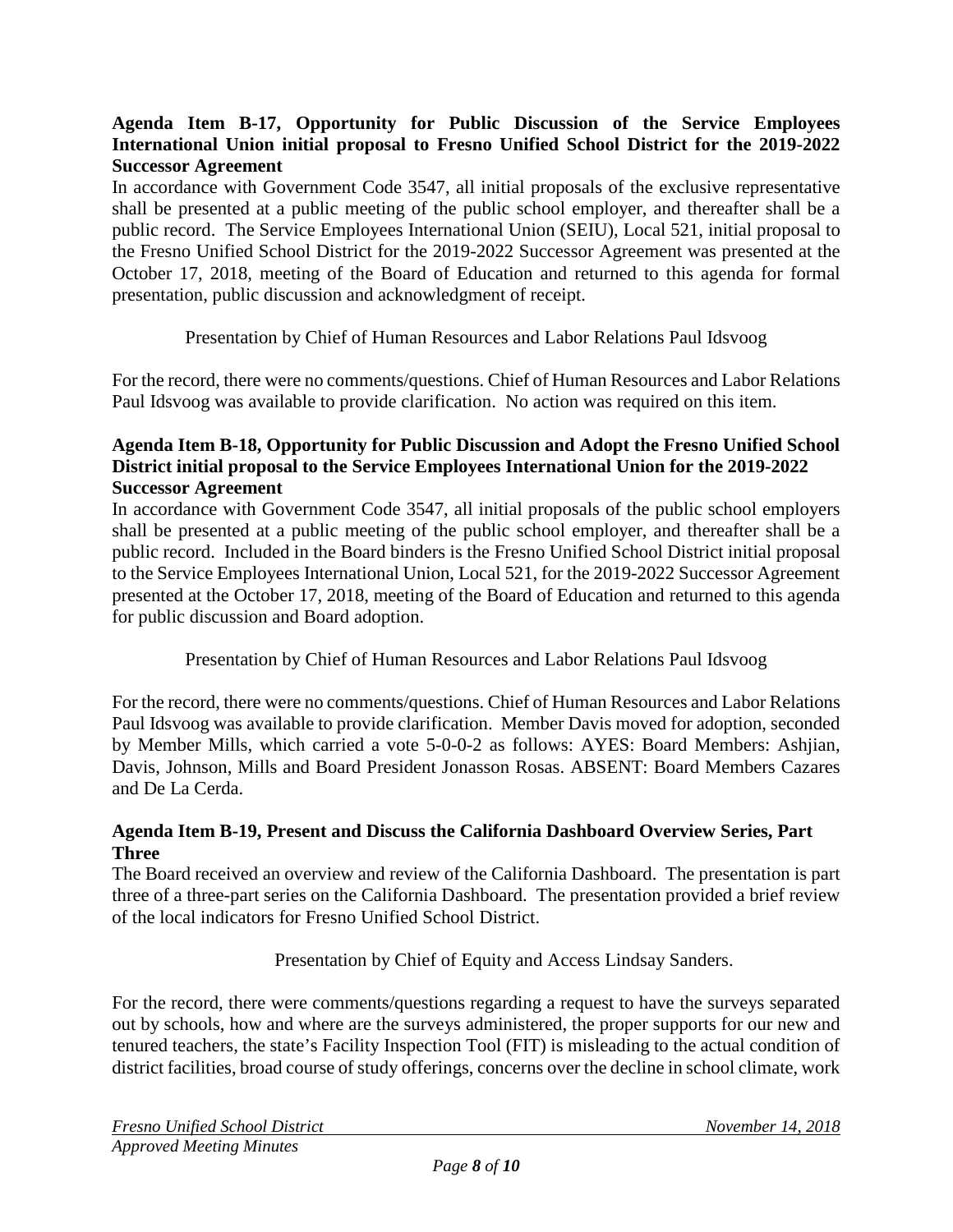**Agenda Item B-17, Opportunity for Public Discussion of the Service Employees International Union initial proposal to Fresno Unified School District for the 2019-2022 Successor Agreement**

In accordance with Government Code 3547, all initial proposals of the exclusive representative shall be presented at a public meeting of the public school employer, and thereafter shall be a public record. The Service Employees International Union (SEIU), Local 521, initial proposal to the Fresno Unified School District for the 2019-2022 Successor Agreement was presented at the October 17, 2018, meeting of the Board of Education and returned to this agenda for formal presentation, public discussion and acknowledgment of receipt.

Presentation by Chief of Human Resources and Labor Relations Paul Idsvoog

For the record, there were no comments/questions. Chief of Human Resources and Labor Relations Paul Idsvoog was available to provide clarification. No action was required on this item.

**Agenda Item B-18, Opportunity for Public Discussion and Adopt the Fresno Unified School District initial proposal to the Service Employees International Union for the 2019-2022 Successor Agreement**

In accordance with Government Code 3547, all initial proposals of the public school employers shall be presented at a public meeting of the public school employer, and thereafter shall be a public record. Included in the Board binders is the Fresno Unified School District initial proposal to the Service Employees International Union, Local 521, for the 2019-2022 Successor Agreement presented at the October 17, 2018, meeting of the Board of Education and returned to this agenda for public discussion and Board adoption.

Presentation by Chief of Human Resources and Labor Relations Paul Idsvoog

For the record, there were no comments/questions. Chief of Human Resources and Labor Relations Paul Idsvoog was available to provide clarification. Member Davis moved for adoption, seconded by Member Mills, which carried a vote 5-0-0-2 as follows: AYES: Board Members: Ashjian, Davis, Johnson, Mills and Board President Jonasson Rosas. ABSENT: Board Members Cazares and De La Cerda.

**Agenda Item B-19, Present and Discuss the California Dashboard Overview Series, Part Three**

The Board received an overview and review of the California Dashboard. The presentation is part three of a three-part series on the California Dashboard. The presentation provided a brief review of the local indicators for Fresno Unified School District.

Presentation by Chief of Equity and Access Lindsay Sanders.

For the record, there were comments/questions regarding a request to have the surveys separated out by schools, how and where are the surveys administered, the proper supports for our new and tenured teachers, the state's Facility Inspection Tool (FIT) is misleading to the actual condition of district facilities, broad course of study offerings, concerns over the decline in school climate, work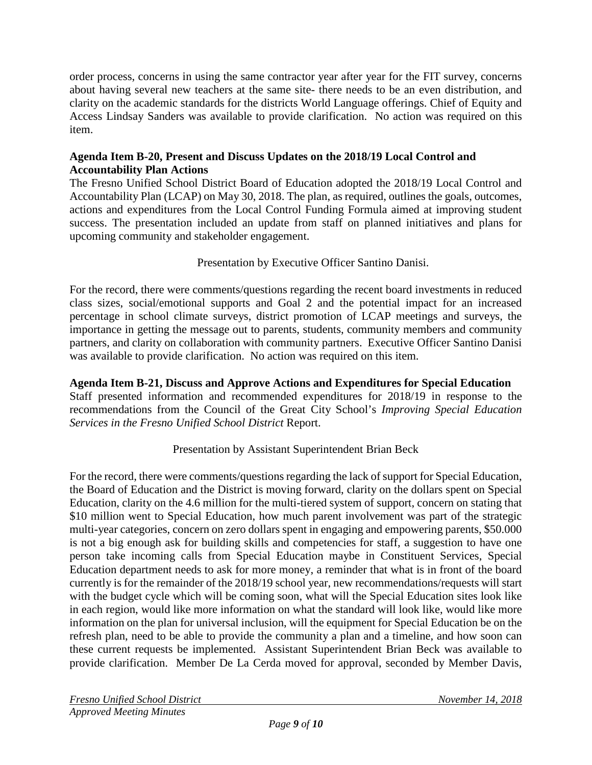order process, concerns in using the same contractor year after year for the FIT survey, concerns about having several new teachers at the same site- there needs to be an even distribution, and clarity on the academic standards for the districts World Language offerings. Chief of Equity and Access Lindsay Sanders was available to provide clarification. No action was required on this item.

**Agenda Item B-20, Present and Discuss Updates on the 2018/19 Local Control and Accountability Plan Actions**
The Fresno Unified School District Board of Education adopted the 2018/19 Local Control and Accountability Plan (LCAP) on May 30, 2018. The plan, as required, outlines the goals, outcomes, actions and expenditures from the Local Control Funding Formula aimed at improving student success. The presentation included an update from staff on planned initiatives and plans for upcoming community and stakeholder engagement.

Presentation by Executive Officer Santino Danisi.

For the record, there were comments/questions regarding the recent board investments in reduced class sizes, social/emotional supports and Goal 2 and the potential impact for an increased percentage in school climate surveys, district promotion of LCAP meetings and surveys, the importance in getting the message out to parents, students, community members and community partners, and clarity on collaboration with community partners. Executive Officer Santino Danisi was available to provide clarification. No action was required on this item.

**Agenda Item B-21, Discuss and Approve Actions and Expenditures for Special Education**
Staff presented information and recommended expenditures for 2018/19 in response to the recommendations from the Council of the Great City School's *Improving Special Education Services in the Fresno Unified School District* Report.

Presentation by Assistant Superintendent Brian Beck

For the record, there were comments/questions regarding the lack of support for Special Education, the Board of Education and the District is moving forward, clarity on the dollars spent on Special Education, clarity on the 4.6 million for the multi-tiered system of support, concern on stating that $10 million went to Special Education, how much parent involvement was part of the strategic multi-year categories, concern on zero dollars spent in engaging and empowering parents, $50.000 is not a big enough ask for building skills and competencies for staff, a suggestion to have one person take incoming calls from Special Education maybe in Constituent Services, Special Education department needs to ask for more money, a reminder that what is in front of the board currently is for the remainder of the 2018/19 school year, new recommendations/requests will start with the budget cycle which will be coming soon, what will the Special Education sites look like in each region, would like more information on what the standard will look like, would like more information on the plan for universal inclusion, will the equipment for Special Education be on the refresh plan, need to be able to provide the community a plan and a timeline, and how soon can these current requests be implemented. Assistant Superintendent Brian Beck was available to provide clarification. Member De La Cerda moved for approval, seconded by Member Davis,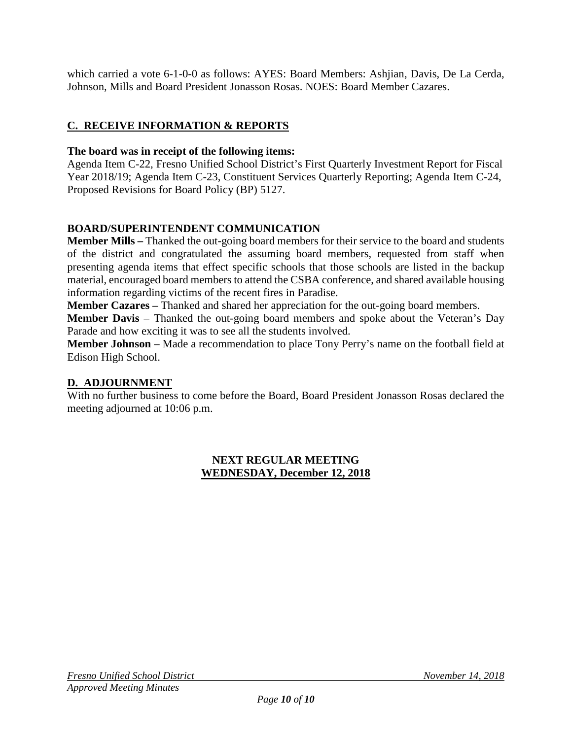which carried a vote 6-1-0-0 as follows: AYES: Board Members: Ashjian, Davis, De La Cerda, Johnson, Mills and Board President Jonasson Rosas. NOES: Board Member Cazares.

## C. RECEIVE INFORMATION & REPORTS

**The board was in receipt of the following items:**
Agenda Item C-22, Fresno Unified School District's First Quarterly Investment Report for Fiscal Year 2018/19; Agenda Item C-23, Constituent Services Quarterly Reporting; Agenda Item C-24, Proposed Revisions for Board Policy (BP) 5127.

### BOARD/SUPERINTENDENT COMMUNICATION

**Member Mills –** Thanked the out-going board members for their service to the board and students of the district and congratulated the assuming board members, requested from staff when presenting agenda items that effect specific schools that those schools are listed in the backup material, encouraged board members to attend the CSBA conference, and shared available housing information regarding victims of the recent fires in Paradise.
**Member Cazares –** Thanked and shared her appreciation for the out-going board members.
**Member Davis** – Thanked the out-going board members and spoke about the Veteran's Day Parade and how exciting it was to see all the students involved.
**Member Johnson** – Made a recommendation to place Tony Perry's name on the football field at Edison High School.

## D. ADJOURNMENT

With no further business to come before the Board, Board President Jonasson Rosas declared the meeting adjourned at 10:06 p.m.

**NEXT REGULAR MEETING**
**WEDNESDAY, December 12, 2018**